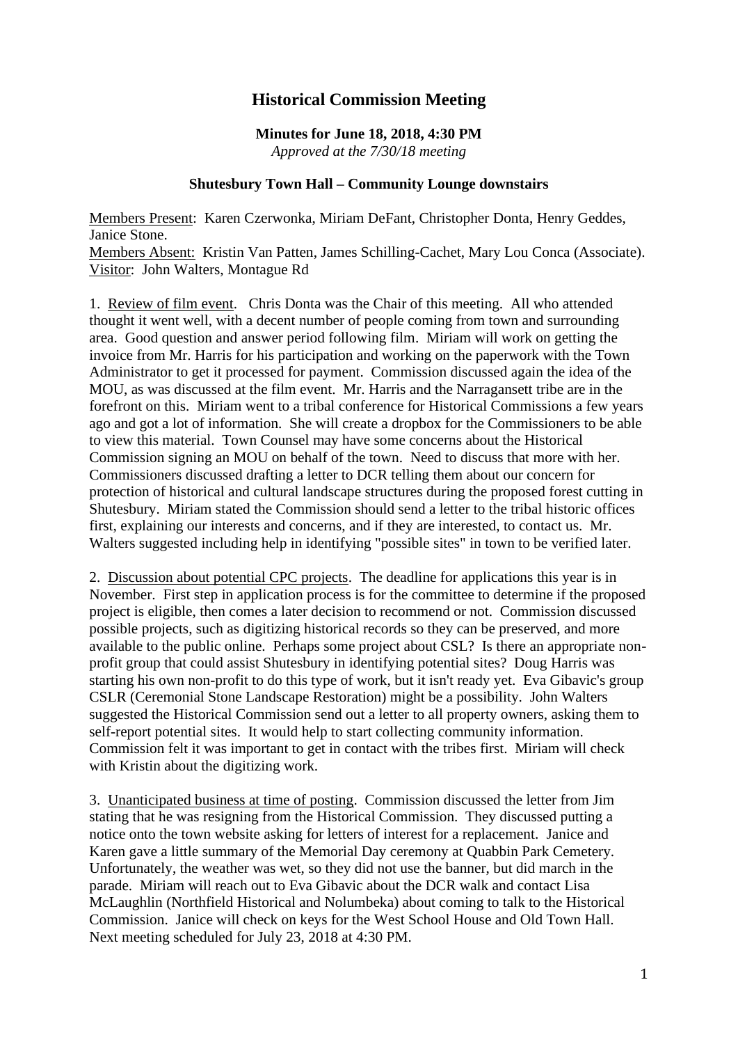# Historical Commission Meeting

**Minutes for June 18, 2018, 4:30 PM**
*Approved at the 7/30/18 meeting*

**Shutesbury Town Hall – Community Lounge downstairs**

Members Present: Karen Czerwonka, Miriam DeFant, Christopher Donta, Henry Geddes, Janice Stone.
Members Absent: Kristin Van Patten, James Schilling-Cachet, Mary Lou Conca (Associate).
Visitor: John Walters, Montague Rd

1. Review of film event. Chris Donta was the Chair of this meeting. All who attended thought it went well, with a decent number of people coming from town and surrounding area. Good question and answer period following film. Miriam will work on getting the invoice from Mr. Harris for his participation and working on the paperwork with the Town Administrator to get it processed for payment. Commission discussed again the idea of the MOU, as was discussed at the film event. Mr. Harris and the Narragansett tribe are in the forefront on this. Miriam went to a tribal conference for Historical Commissions a few years ago and got a lot of information. She will create a dropbox for the Commissioners to be able to view this material. Town Counsel may have some concerns about the Historical Commission signing an MOU on behalf of the town. Need to discuss that more with her. Commissioners discussed drafting a letter to DCR telling them about our concern for protection of historical and cultural landscape structures during the proposed forest cutting in Shutesbury. Miriam stated the Commission should send a letter to the tribal historic offices first, explaining our interests and concerns, and if they are interested, to contact us. Mr. Walters suggested including help in identifying "possible sites" in town to be verified later.

2. Discussion about potential CPC projects. The deadline for applications this year is in November. First step in application process is for the committee to determine if the proposed project is eligible, then comes a later decision to recommend or not. Commission discussed possible projects, such as digitizing historical records so they can be preserved, and more available to the public online. Perhaps some project about CSL? Is there an appropriate non-profit group that could assist Shutesbury in identifying potential sites? Doug Harris was starting his own non-profit to do this type of work, but it isn't ready yet. Eva Gibavic's group CSLR (Ceremonial Stone Landscape Restoration) might be a possibility. John Walters suggested the Historical Commission send out a letter to all property owners, asking them to self-report potential sites. It would help to start collecting community information. Commission felt it was important to get in contact with the tribes first. Miriam will check with Kristin about the digitizing work.

3. Unanticipated business at time of posting. Commission discussed the letter from Jim stating that he was resigning from the Historical Commission. They discussed putting a notice onto the town website asking for letters of interest for a replacement. Janice and Karen gave a little summary of the Memorial Day ceremony at Quabbin Park Cemetery. Unfortunately, the weather was wet, so they did not use the banner, but did march in the parade. Miriam will reach out to Eva Gibavic about the DCR walk and contact Lisa McLaughlin (Northfield Historical and Nolumbeka) about coming to talk to the Historical Commission. Janice will check on keys for the West School House and Old Town Hall. Next meeting scheduled for July 23, 2018 at 4:30 PM.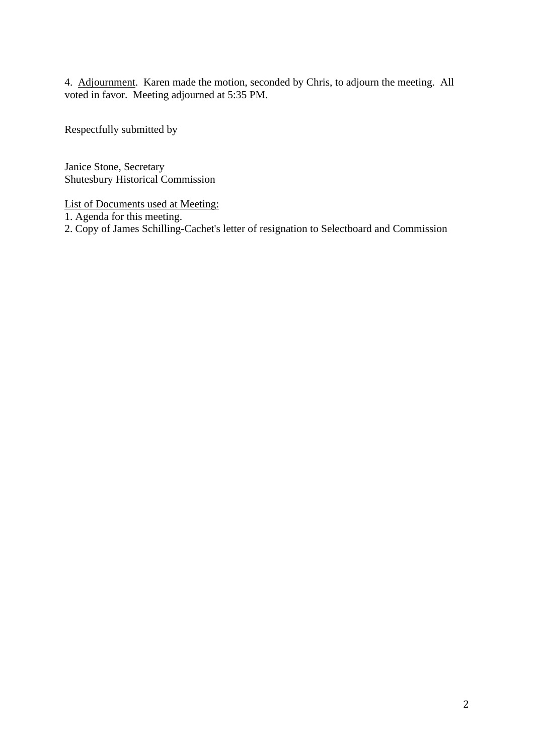4. <u>Adjournment</u>. Karen made the motion, seconded by Chris, to adjourn the meeting. All voted in favor. Meeting adjourned at 5:35 PM.

Respectfully submitted by

Janice Stone, Secretary
Shutesbury Historical Commission

<u>List of Documents used at Meeting:</u>

1. Agenda for this meeting.
2. Copy of James Schilling-Cachet's letter of resignation to Selectboard and Commission